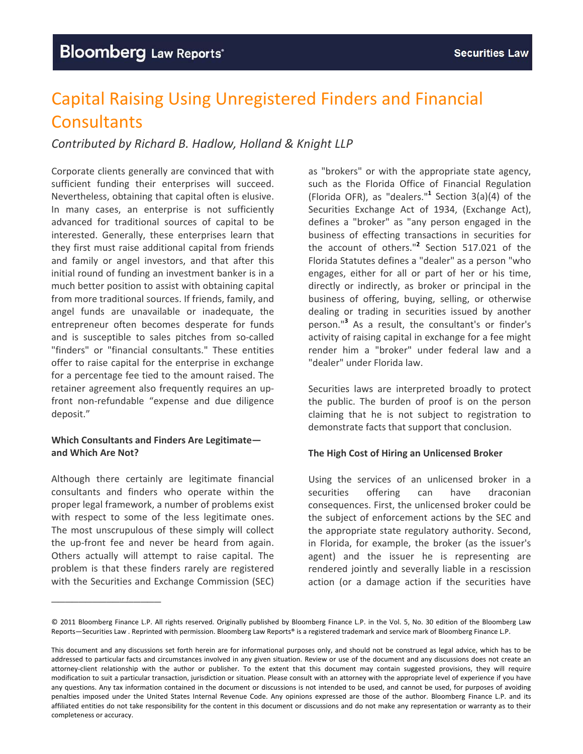# Capital Raising Using Unregistered Finders and Financial Consultants

*Contributed by Richard B. Hadlow, Holland & Knight LLP*

Corporate clients generally are convinced that with sufficient funding their enterprises will succeed. Nevertheless, obtaining that capital often is elusive. In many cases, an enterprise is not sufficiently advanced for traditional sources of capital to be interested. Generally, these enterprises learn that they first must raise additional capital from friends and family or angel investors, and that after this initial round of funding an investment banker is in a much better position to assist with obtaining capital from more traditional sources. If friends, family, and angel funds are unavailable or inadequate, the entrepreneur often becomes desperate for funds and is susceptible to sales pitches from so-called "finders" or "financial consultants." These entities offer to raise capital for the enterprise in exchange for a percentage fee tied to the amount raised. The retainer agreement also frequently requires an up-front non-refundable "expense and due diligence deposit."

**Which Consultants and Finders Are Legitimate—and Which Are Not?**

Although there certainly are legitimate financial consultants and finders who operate within the proper legal framework, a number of problems exist with respect to some of the less legitimate ones. The most unscrupulous of these simply will collect the up-front fee and never be heard from again. Others actually will attempt to raise capital. The problem is that these finders rarely are registered with the Securities and Exchange Commission (SEC) as "brokers" or with the appropriate state agency, such as the Florida Office of Financial Regulation (Florida OFR), as "dealers."[1] Section 3(a)(4) of the Securities Exchange Act of 1934, (Exchange Act), defines a "broker" as "any person engaged in the business of effecting transactions in securities for the account of others."[2] Section 517.021 of the Florida Statutes defines a "dealer" as a person "who engages, either for all or part of her or his time, directly or indirectly, as broker or principal in the business of offering, buying, selling, or otherwise dealing or trading in securities issued by another person."[3] As a result, the consultant's or finder's activity of raising capital in exchange for a fee might render him a "broker" under federal law and a "dealer" under Florida law.

Securities laws are interpreted broadly to protect the public. The burden of proof is on the person claiming that he is not subject to registration to demonstrate facts that support that conclusion.

**The High Cost of Hiring an Unlicensed Broker**

Using the services of an unlicensed broker in a securities offering can have draconian consequences. First, the unlicensed broker could be the subject of enforcement actions by the SEC and the appropriate state regulatory authority. Second, in Florida, for example, the broker (as the issuer's agent) and the issuer he is representing are rendered jointly and severally liable in a rescission action (or a damage action if the securities have

© 2011 Bloomberg Finance L.P. All rights reserved. Originally published by Bloomberg Finance L.P. in the Vol. 5, No. 30 edition of the Bloomberg Law Reports—Securities Law . Reprinted with permission. Bloomberg Law Reports® is a registered trademark and service mark of Bloomberg Finance L.P.

This document and any discussions set forth herein are for informational purposes only, and should not be construed as legal advice, which has to be addressed to particular facts and circumstances involved in any given situation. Review or use of the document and any discussions does not create an attorney-client relationship with the author or publisher. To the extent that this document may contain suggested provisions, they will require modification to suit a particular transaction, jurisdiction or situation. Please consult with an attorney with the appropriate level of experience if you have any questions. Any tax information contained in the document or discussions is not intended to be used, and cannot be used, for purposes of avoiding penalties imposed under the United States Internal Revenue Code. Any opinions expressed are those of the author. Bloomberg Finance L.P. and its affiliated entities do not take responsibility for the content in this document or discussions and do not make any representation or warranty as to their completeness or accuracy.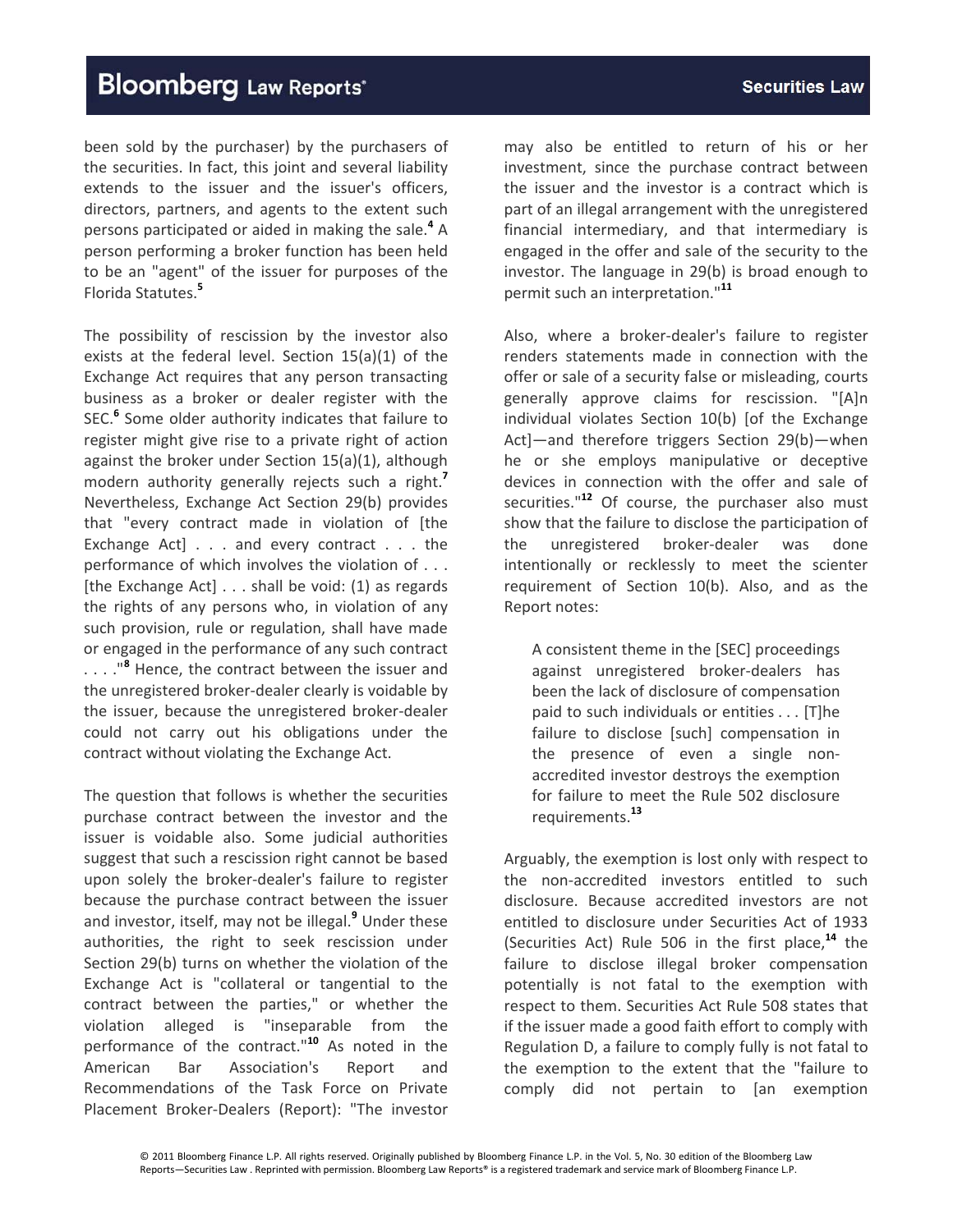been sold by the purchaser) by the purchasers of the securities. In fact, this joint and several liability extends to the issuer and the issuer's officers, directors, partners, and agents to the extent such persons participated or aided in making the sale.[4] A person performing a broker function has been held to be an "agent" of the issuer for purposes of the Florida Statutes.[5]

The possibility of rescission by the investor also exists at the federal level. Section 15(a)(1) of the Exchange Act requires that any person transacting business as a broker or dealer register with the SEC.[6] Some older authority indicates that failure to register might give rise to a private right of action against the broker under Section 15(a)(1), although modern authority generally rejects such a right.[7] Nevertheless, Exchange Act Section 29(b) provides that "every contract made in violation of [the Exchange Act] . . . and every contract . . . the performance of which involves the violation of . . . [the Exchange Act] . . . shall be void: (1) as regards the rights of any persons who, in violation of any such provision, rule or regulation, shall have made or engaged in the performance of any such contract . . . ."[8] Hence, the contract between the issuer and the unregistered broker-dealer clearly is voidable by the issuer, because the unregistered broker-dealer could not carry out his obligations under the contract without violating the Exchange Act.

The question that follows is whether the securities purchase contract between the investor and the issuer is voidable also. Some judicial authorities suggest that such a rescission right cannot be based upon solely the broker-dealer's failure to register because the purchase contract between the issuer and investor, itself, may not be illegal.[9] Under these authorities, the right to seek rescission under Section 29(b) turns on whether the violation of the Exchange Act is "collateral or tangential to the contract between the parties," or whether the violation alleged is "inseparable from the performance of the contract."[10] As noted in the American Bar Association's Report and Recommendations of the Task Force on Private Placement Broker-Dealers (Report): "The investor may also be entitled to return of his or her investment, since the purchase contract between the issuer and the investor is a contract which is part of an illegal arrangement with the unregistered financial intermediary, and that intermediary is engaged in the offer and sale of the security to the investor. The language in 29(b) is broad enough to permit such an interpretation."[11]

Also, where a broker-dealer's failure to register renders statements made in connection with the offer or sale of a security false or misleading, courts generally approve claims for rescission. "[A]n individual violates Section 10(b) [of the Exchange Act]—and therefore triggers Section 29(b)—when he or she employs manipulative or deceptive devices in connection with the offer and sale of securities."[12] Of course, the purchaser also must show that the failure to disclose the participation of the unregistered broker-dealer was done intentionally or recklessly to meet the scienter requirement of Section 10(b). Also, and as the Report notes:

> A consistent theme in the [SEC] proceedings against unregistered broker-dealers has been the lack of disclosure of compensation paid to such individuals or entities . . . [T]he failure to disclose [such] compensation in the presence of even a single non-accredited investor destroys the exemption for failure to meet the Rule 502 disclosure requirements.[13]

Arguably, the exemption is lost only with respect to the non-accredited investors entitled to such disclosure. Because accredited investors are not entitled to disclosure under Securities Act of 1933 (Securities Act) Rule 506 in the first place,[14] the failure to disclose illegal broker compensation potentially is not fatal to the exemption with respect to them. Securities Act Rule 508 states that if the issuer made a good faith effort to comply with Regulation D, a failure to comply fully is not fatal to the exemption to the extent that the "failure to comply did not pertain to [an exemption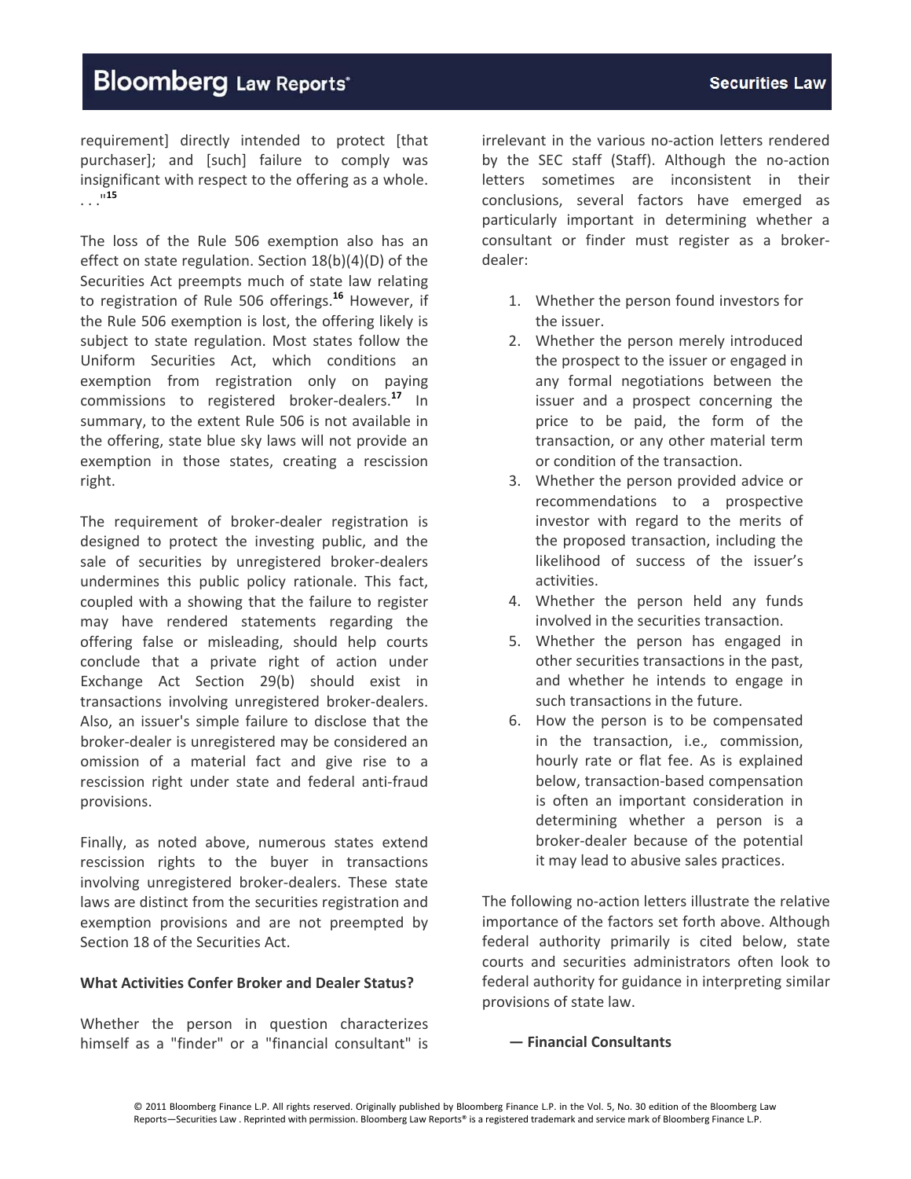requirement] directly intended to protect [that purchaser]; and [such] failure to comply was insignificant with respect to the offering as a whole. . . ."[15]

The loss of the Rule 506 exemption also has an effect on state regulation. Section 18(b)(4)(D) of the Securities Act preempts much of state law relating to registration of Rule 506 offerings.[16] However, if the Rule 506 exemption is lost, the offering likely is subject to state regulation. Most states follow the Uniform Securities Act, which conditions an exemption from registration only on paying commissions to registered broker-dealers.[17] In summary, to the extent Rule 506 is not available in the offering, state blue sky laws will not provide an exemption in those states, creating a rescission right.

The requirement of broker-dealer registration is designed to protect the investing public, and the sale of securities by unregistered broker-dealers undermines this public policy rationale. This fact, coupled with a showing that the failure to register may have rendered statements regarding the offering false or misleading, should help courts conclude that a private right of action under Exchange Act Section 29(b) should exist in transactions involving unregistered broker-dealers. Also, an issuer's simple failure to disclose that the broker-dealer is unregistered may be considered an omission of a material fact and give rise to a rescission right under state and federal anti-fraud provisions.

Finally, as noted above, numerous states extend rescission rights to the buyer in transactions involving unregistered broker-dealers. These state laws are distinct from the securities registration and exemption provisions and are not preempted by Section 18 of the Securities Act.

**What Activities Confer Broker and Dealer Status?**

Whether the person in question characterizes himself as a "finder" or a "financial consultant" is irrelevant in the various no-action letters rendered by the SEC staff (Staff). Although the no-action letters sometimes are inconsistent in their conclusions, several factors have emerged as particularly important in determining whether a consultant or finder must register as a broker-dealer:

1. Whether the person found investors for the issuer.
2. Whether the person merely introduced the prospect to the issuer or engaged in any formal negotiations between the issuer and a prospect concerning the price to be paid, the form of the transaction, or any other material term or condition of the transaction.
3. Whether the person provided advice or recommendations to a prospective investor with regard to the merits of the proposed transaction, including the likelihood of success of the issuer's activities.
4. Whether the person held any funds involved in the securities transaction.
5. Whether the person has engaged in other securities transactions in the past, and whether he intends to engage in such transactions in the future.
6. How the person is to be compensated in the transaction, i.e., commission, hourly rate or flat fee. As is explained below, transaction-based compensation is often an important consideration in determining whether a person is a broker-dealer because of the potential it may lead to abusive sales practices.

The following no-action letters illustrate the relative importance of the factors set forth above. Although federal authority primarily is cited below, state courts and securities administrators often look to federal authority for guidance in interpreting similar provisions of state law.

**— Financial Consultants**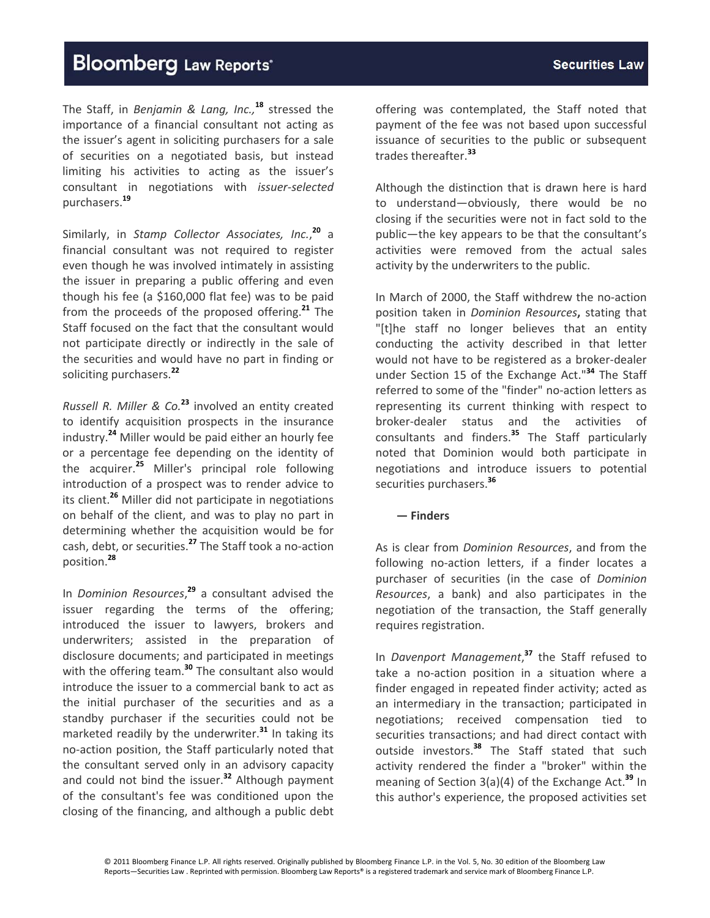The Staff, in *Benjamin & Lang, Inc.,*[18] stressed the importance of a financial consultant not acting as the issuer's agent in soliciting purchasers for a sale of securities on a negotiated basis, but instead limiting his activities to acting as the issuer's consultant in negotiations with *issuer-selected* purchasers.[19]

Similarly, in *Stamp Collector Associates, Inc.*,[20] a financial consultant was not required to register even though he was involved intimately in assisting the issuer in preparing a public offering and even though his fee (a $160,000 flat fee) was to be paid from the proceeds of the proposed offering.[21] The Staff focused on the fact that the consultant would not participate directly or indirectly in the sale of the securities and would have no part in finding or soliciting purchasers.[22]

*Russell R. Miller & Co.*[23] involved an entity created to identify acquisition prospects in the insurance industry.[24] Miller would be paid either an hourly fee or a percentage fee depending on the identity of the acquirer.[25] Miller's principal role following introduction of a prospect was to render advice to its client.[26] Miller did not participate in negotiations on behalf of the client, and was to play no part in determining whether the acquisition would be for cash, debt, or securities.[27] The Staff took a no-action position.[28]

In *Dominion Resources*,[29] a consultant advised the issuer regarding the terms of the offering; introduced the issuer to lawyers, brokers and underwriters; assisted in the preparation of disclosure documents; and participated in meetings with the offering team.[30] The consultant also would introduce the issuer to a commercial bank to act as the initial purchaser of the securities and as a standby purchaser if the securities could not be marketed readily by the underwriter.[31] In taking its no-action position, the Staff particularly noted that the consultant served only in an advisory capacity and could not bind the issuer.[32] Although payment of the consultant's fee was conditioned upon the closing of the financing, and although a public debt offering was contemplated, the Staff noted that payment of the fee was not based upon successful issuance of securities to the public or subsequent trades thereafter.[33]

Although the distinction that is drawn here is hard to understand—obviously, there would be no closing if the securities were not in fact sold to the public—the key appears to be that the consultant's activities were removed from the actual sales activity by the underwriters to the public.

In March of 2000, the Staff withdrew the no-action position taken in *Dominion Resources*, stating that "[t]he staff no longer believes that an entity conducting the activity described in that letter would not have to be registered as a broker-dealer under Section 15 of the Exchange Act."[34] The Staff referred to some of the "finder" no-action letters as representing its current thinking with respect to broker-dealer status and the activities of consultants and finders.[35] The Staff particularly noted that Dominion would both participate in negotiations and introduce issuers to potential securities purchasers.[36]

**— Finders**

As is clear from *Dominion Resources*, and from the following no-action letters, if a finder locates a purchaser of securities (in the case of *Dominion Resources*, a bank) and also participates in the negotiation of the transaction, the Staff generally requires registration.

In *Davenport Management*,[37] the Staff refused to take a no-action position in a situation where a finder engaged in repeated finder activity; acted as an intermediary in the transaction; participated in negotiations; received compensation tied to securities transactions; and had direct contact with outside investors.[38] The Staff stated that such activity rendered the finder a "broker" within the meaning of Section 3(a)(4) of the Exchange Act.[39] In this author's experience, the proposed activities set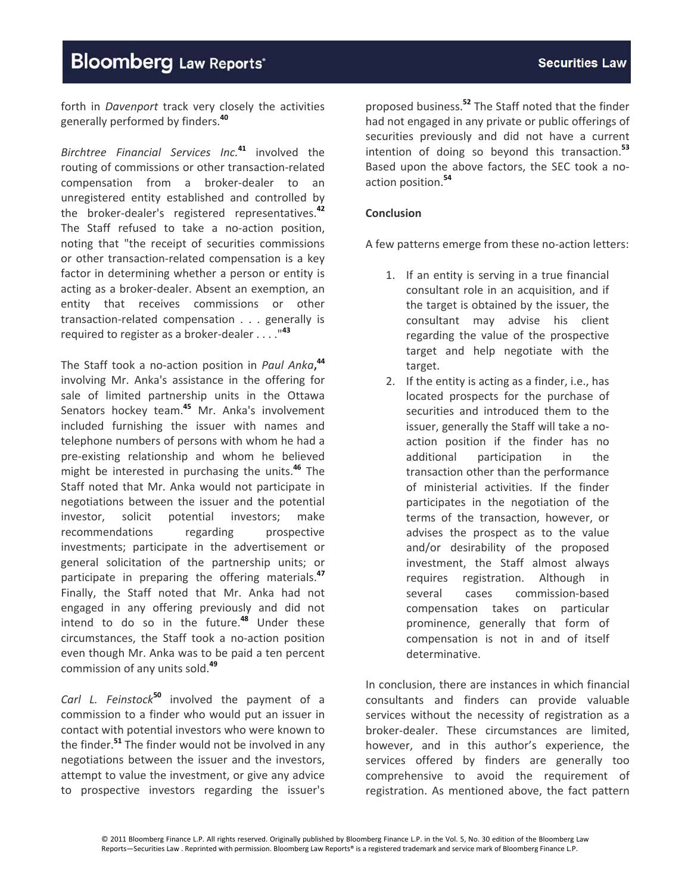forth in *Davenport* track very closely the activities generally performed by finders.[40]

*Birchtree Financial Services Inc.*[41] involved the routing of commissions or other transaction-related compensation from a broker-dealer to an unregistered entity established and controlled by the broker-dealer's registered representatives.[42] The Staff refused to take a no-action position, noting that "the receipt of securities commissions or other transaction-related compensation is a key factor in determining whether a person or entity is acting as a broker-dealer. Absent an exemption, an entity that receives commissions or other transaction-related compensation . . . generally is required to register as a broker-dealer . . . ."[43]

The Staff took a no-action position in *Paul Anka*,[44] involving Mr. Anka's assistance in the offering for sale of limited partnership units in the Ottawa Senators hockey team.[45] Mr. Anka's involvement included furnishing the issuer with names and telephone numbers of persons with whom he had a pre-existing relationship and whom he believed might be interested in purchasing the units.[46] The Staff noted that Mr. Anka would not participate in negotiations between the issuer and the potential investor, solicit potential investors; make recommendations regarding prospective investments; participate in the advertisement or general solicitation of the partnership units; or participate in preparing the offering materials.[47] Finally, the Staff noted that Mr. Anka had not engaged in any offering previously and did not intend to do so in the future.[48] Under these circumstances, the Staff took a no-action position even though Mr. Anka was to be paid a ten percent commission of any units sold.[49]

*Carl L. Feinstock*[50] involved the payment of a commission to a finder who would put an issuer in contact with potential investors who were known to the finder.[51] The finder would not be involved in any negotiations between the issuer and the investors, attempt to value the investment, or give any advice to prospective investors regarding the issuer's proposed business.[52] The Staff noted that the finder had not engaged in any private or public offerings of securities previously and did not have a current intention of doing so beyond this transaction.[53] Based upon the above factors, the SEC took a no-action position.[54]

**Conclusion**

A few patterns emerge from these no-action letters:

1. If an entity is serving in a true financial consultant role in an acquisition, and if the target is obtained by the issuer, the consultant may advise his client regarding the value of the prospective target and help negotiate with the target.
2. If the entity is acting as a finder, i.e., has located prospects for the purchase of securities and introduced them to the issuer, generally the Staff will take a no-action position if the finder has no additional participation in the transaction other than the performance of ministerial activities. If the finder participates in the negotiation of the terms of the transaction, however, or advises the prospect as to the value and/or desirability of the proposed investment, the Staff almost always requires registration. Although in several cases commission-based compensation takes on particular prominence, generally that form of compensation is not in and of itself determinative.

In conclusion, there are instances in which financial consultants and finders can provide valuable services without the necessity of registration as a broker-dealer. These circumstances are limited, however, and in this author's experience, the services offered by finders are generally too comprehensive to avoid the requirement of registration. As mentioned above, the fact pattern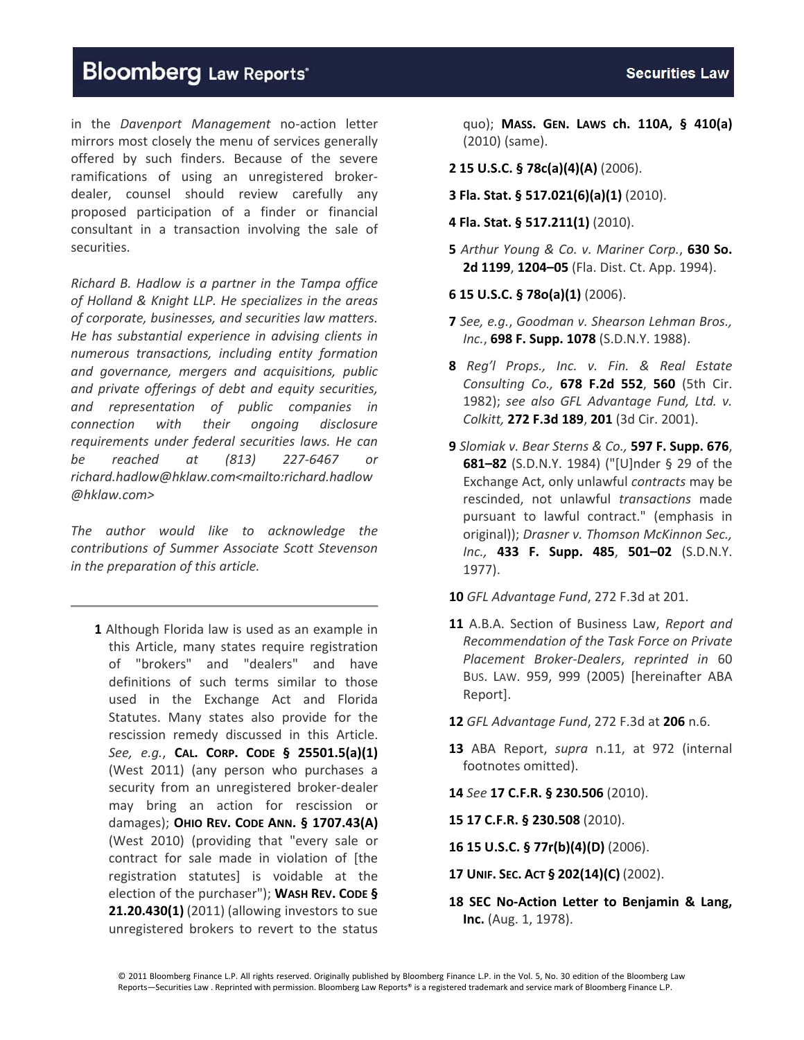in the *Davenport Management* no-action letter mirrors most closely the menu of services generally offered by such finders. Because of the severe ramifications of using an unregistered broker-dealer, counsel should review carefully any proposed participation of a finder or financial consultant in a transaction involving the sale of securities.

*Richard B. Hadlow is a partner in the Tampa office of Holland & Knight LLP. He specializes in the areas of corporate, businesses, and securities law matters. He has substantial experience in advising clients in numerous transactions, including entity formation and governance, mergers and acquisitions, public and private offerings of debt and equity securities, and representation of public companies in connection with their ongoing disclosure requirements under federal securities laws. He can be reached at (813) 227-6467 or richard.hadlow@hklaw.com<mailto:richard.hadlow@hklaw.com>*

*The author would like to acknowledge the contributions of Summer Associate Scott Stevenson in the preparation of this article.*

---

**1** Although Florida law is used as an example in this Article, many states require registration of "brokers" and "dealers" and have definitions of such terms similar to those used in the Exchange Act and Florida Statutes. Many states also provide for the rescission remedy discussed in this Article. *See, e.g.*, **CAL. CORP. CODE § 25501.5(a)(1)** (West 2011) (any person who purchases a security from an unregistered broker-dealer may bring an action for rescission or damages); **OHIO REV. CODE ANN. § 1707.43(A)** (West 2010) (providing that "every sale or contract for sale made in violation of [the registration statutes] is voidable at the election of the purchaser"); **WASH REV. CODE § 21.20.430(1)** (2011) (allowing investors to sue unregistered brokers to revert to the status quo); **MASS. GEN. LAWS ch. 110A, § 410(a)** (2010) (same).

**2 15 U.S.C. § 78c(a)(4)(A)** (2006).

**3 Fla. Stat. § 517.021(6)(a)(1)** (2010).

**4 Fla. Stat. § 517.211(1)** (2010).

**5** *Arthur Young & Co. v. Mariner Corp.*, **630 So. 2d 1199**, **1204–05** (Fla. Dist. Ct. App. 1994).

**6 15 U.S.C. § 78o(a)(1)** (2006).

**7** *See, e.g.*, *Goodman v. Shearson Lehman Bros., Inc.*, **698 F. Supp. 1078** (S.D.N.Y. 1988).

**8** *Reg'l Props., Inc. v. Fin. & Real Estate Consulting Co.,* **678 F.2d 552**, **560** (5th Cir. 1982); *see also GFL Advantage Fund, Ltd. v. Colkitt,* **272 F.3d 189**, **201** (3d Cir. 2001).

**9** *Slomiak v. Bear Sterns & Co.,* **597 F. Supp. 676**, **681–82** (S.D.N.Y. 1984) ("[U]nder § 29 of the Exchange Act, only unlawful *contracts* may be rescinded, not unlawful *transactions* made pursuant to lawful contract." (emphasis in original)); *Drasner v. Thomson McKinnon Sec., Inc.,* **433 F. Supp. 485**, **501–02** (S.D.N.Y. 1977).

**10** *GFL Advantage Fund*, 272 F.3d at 201.

**11** A.B.A. Section of Business Law, *Report and Recommendation of the Task Force on Private Placement Broker-Dealers*, *reprinted in* 60 BUS. LAW. 959, 999 (2005) [hereinafter ABA Report].

**12** *GFL Advantage Fund*, 272 F.3d at **206** n.6.

**13** ABA Report, *supra* n.11, at 972 (internal footnotes omitted).

**14** *See* **17 C.F.R. § 230.506** (2010).

**15 17 C.F.R. § 230.508** (2010).

**16 15 U.S.C. § 77r(b)(4)(D)** (2006).

**17 UNIF. SEC. ACT § 202(14)(C)** (2002).

**18 SEC No-Action Letter to Benjamin & Lang, Inc.** (Aug. 1, 1978).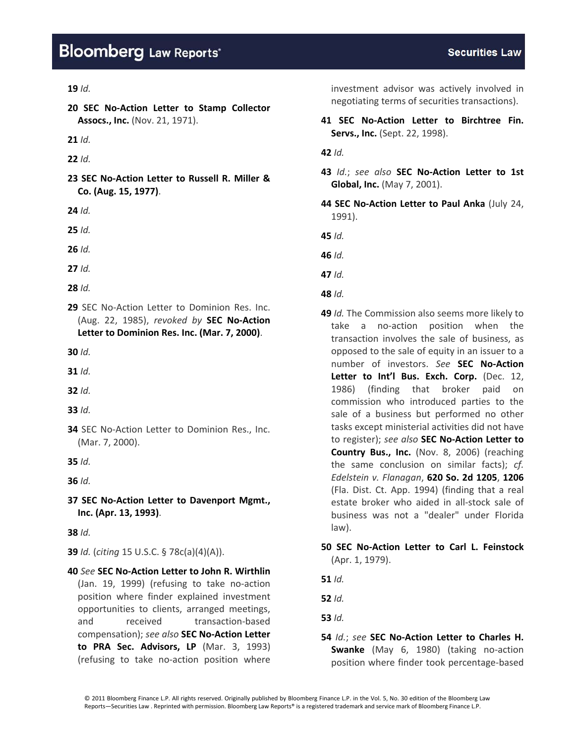**19** *Id.*

**20** **SEC No-Action Letter to Stamp Collector Assocs., Inc.** (Nov. 21, 1971).

**21** *Id.*

**22** *Id.*

**23** **SEC No-Action Letter to Russell R. Miller & Co. (Aug. 15, 1977)**.

**24** *Id.*

**25** *Id.*

**26** *Id.*

**27** *Id.*

**28** *Id.*

**29** SEC No-Action Letter to Dominion Res. Inc. (Aug. 22, 1985), *revoked by* **SEC No-Action Letter to Dominion Res. Inc. (Mar. 7, 2000)**.

**30** *Id.*

**31** *Id.*

**32** *Id.*

**33** *Id.*

**34** SEC No-Action Letter to Dominion Res., Inc. (Mar. 7, 2000).

**35** *Id.*

**36** *Id.*

**37** **SEC No-Action Letter to Davenport Mgmt., Inc. (Apr. 13, 1993)**.

**38** *Id.*

**39** *Id.* (*citing* 15 U.S.C. § 78c(a)(4)(A)).

**40** *See* **SEC No-Action Letter to John R. Wirthlin** (Jan. 19, 1999) (refusing to take no-action position where finder explained investment opportunities to clients, arranged meetings, and received transaction-based compensation); *see also* **SEC No-Action Letter to PRA Sec. Advisors, LP** (Mar. 3, 1993) (refusing to take no-action position where investment advisor was actively involved in negotiating terms of securities transactions).

**41** **SEC No-Action Letter to Birchtree Fin. Servs., Inc.** (Sept. 22, 1998).

**42** *Id.*

**43** *Id.*; *see also* **SEC No-Action Letter to 1st Global, Inc.** (May 7, 2001).

**44** **SEC No-Action Letter to Paul Anka** (July 24, 1991).

**45** *Id.*

**46** *Id.*

**47** *Id.*

**48** *Id.*

**49** *Id.* The Commission also seems more likely to take a no-action position when the transaction involves the sale of business, as opposed to the sale of equity in an issuer to a number of investors. *See* **SEC No-Action Letter to Int'l Bus. Exch. Corp.** (Dec. 12, 1986) (finding that broker paid on commission who introduced parties to the sale of a business but performed no other tasks except ministerial activities did not have to register); *see also* **SEC No-Action Letter to Country Bus., Inc.** (Nov. 8, 2006) (reaching the same conclusion on similar facts); *cf. Edelstein v. Flanagan*, **620 So. 2d 1205**, **1206** (Fla. Dist. Ct. App. 1994) (finding that a real estate broker who aided in all-stock sale of business was not a "dealer" under Florida law).

**50** **SEC No-Action Letter to Carl L. Feinstock** (Apr. 1, 1979).

**51** *Id.*

**52** *Id.*

**53** *Id.*

**54** *Id.*; *see* **SEC No-Action Letter to Charles H. Swanke** (May 6, 1980) (taking no-action position where finder took percentage-based

© 2011 Bloomberg Finance L.P. All rights reserved. Originally published by Bloomberg Finance L.P. in the Vol. 5, No. 30 edition of the Bloomberg Law Reports—Securities Law . Reprinted with permission. Bloomberg Law Reports® is a registered trademark and service mark of Bloomberg Finance L.P.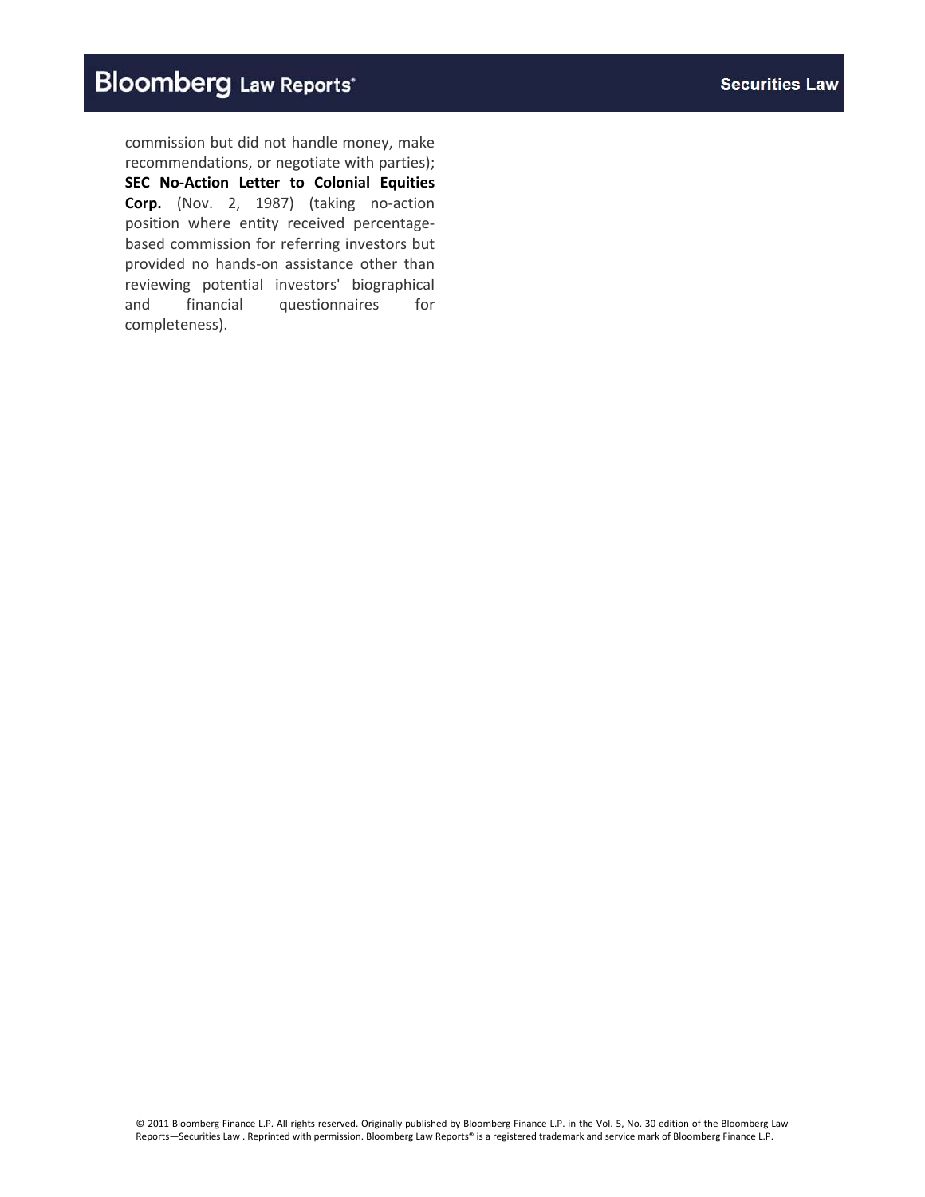commission but did not handle money, make recommendations, or negotiate with parties); **SEC No-Action Letter to Colonial Equities Corp.** (Nov. 2, 1987) (taking no-action position where entity received percentage-based commission for referring investors but provided no hands-on assistance other than reviewing potential investors' biographical and financial questionnaires for completeness).